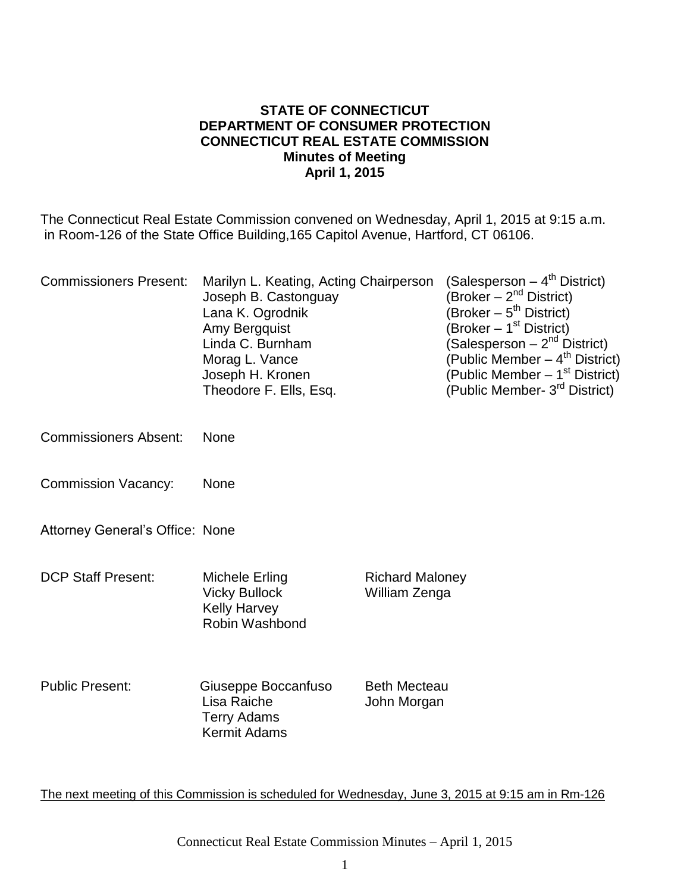**STATE OF CONNECTICUT**
**DEPARTMENT OF CONSUMER PROTECTION**
**CONNECTICUT REAL ESTATE COMMISSION**
**Minutes of Meeting**
**April 1, 2015**

The Connecticut Real Estate Commission convened on Wednesday, April 1, 2015 at 9:15 a.m. in Room-126 of the State Office Building,165 Capitol Avenue, Hartford, CT 06106.

| Commissioners Present: | Marilyn L. Keating, Acting Chairperson | (Salesperson – 4th District) |
|---|---|---|
| | Joseph B. Castonguay | (Broker – 2nd District) |
| | Lana K. Ogrodnik | (Broker – 5th District) |
| | Amy Bergquist | (Broker – 1st District) |
| | Linda C. Burnham | (Salesperson – 2nd District) |
| | Morag L. Vance | (Public Member – 4th District) |
| | Joseph H. Kronen | (Public Member – 1st District) |
| | Theodore F. Ells, Esq. | (Public Member- 3rd District) |

Commissioners Absent: None

Commission Vacancy: None

Attorney General's Office: None

| DCP Staff Present: | Michele Erling | Richard Maloney |
|---|---|---|
| | Vicky Bullock | William Zenga |
| | Kelly Harvey | |
| | Robin Washbond | |

| Public Present: | Giuseppe Boccanfuso | Beth Mecteau |
|---|---|---|
| | Lisa Raiche | John Morgan |
| | Terry Adams | |
| | Kermit Adams | |

The next meeting of this Commission is scheduled for Wednesday, June 3, 2015 at 9:15 am in Rm-126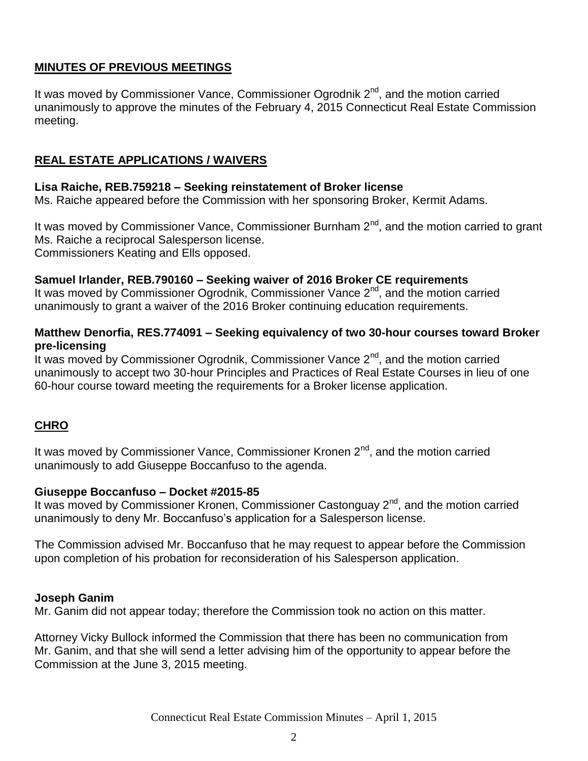## MINUTES OF PREVIOUS MEETINGS

It was moved by Commissioner Vance, Commissioner Ogrodnik 2nd, and the motion carried unanimously to approve the minutes of the February 4, 2015 Connecticut Real Estate Commission meeting.

## REAL ESTATE APPLICATIONS / WAIVERS

**Lisa Raiche, REB.759218 – Seeking reinstatement of Broker license**

Ms. Raiche appeared before the Commission with her sponsoring Broker, Kermit Adams.

It was moved by Commissioner Vance, Commissioner Burnham 2nd, and the motion carried to grant Ms. Raiche a reciprocal Salesperson license.
Commissioners Keating and Ells opposed.

**Samuel Irlander, REB.790160 – Seeking waiver of 2016 Broker CE requirements**

It was moved by Commissioner Ogrodnik, Commissioner Vance 2nd, and the motion carried unanimously to grant a waiver of the 2016 Broker continuing education requirements.

**Matthew Denorfia, RES.774091 – Seeking equivalency of two 30-hour courses toward Broker pre-licensing**

It was moved by Commissioner Ogrodnik, Commissioner Vance 2nd, and the motion carried unanimously to accept two 30-hour Principles and Practices of Real Estate Courses in lieu of one 60-hour course toward meeting the requirements for a Broker license application.

## CHRO

It was moved by Commissioner Vance, Commissioner Kronen 2nd, and the motion carried unanimously to add Giuseppe Boccanfuso to the agenda.

**Giuseppe Boccanfuso – Docket #2015-85**

It was moved by Commissioner Kronen, Commissioner Castonguay 2nd, and the motion carried unanimously to deny Mr. Boccanfuso's application for a Salesperson license.

The Commission advised Mr. Boccanfuso that he may request to appear before the Commission upon completion of his probation for reconsideration of his Salesperson application.

**Joseph Ganim**

Mr. Ganim did not appear today; therefore the Commission took no action on this matter.

Attorney Vicky Bullock informed the Commission that there has been no communication from Mr. Ganim, and that she will send a letter advising him of the opportunity to appear before the Commission at the June 3, 2015 meeting.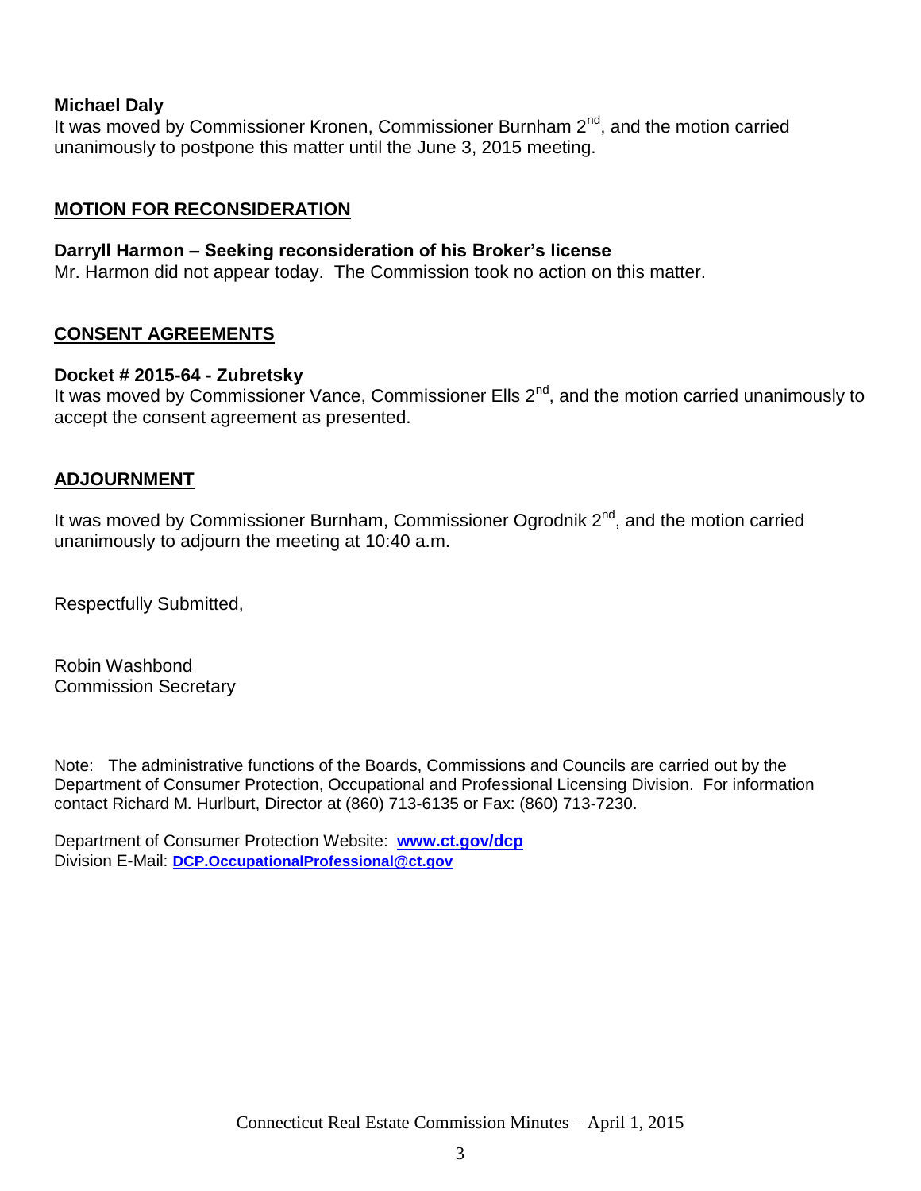**Michael Daly**
It was moved by Commissioner Kronen, Commissioner Burnham 2nd, and the motion carried unanimously to postpone this matter until the June 3, 2015 meeting.

## MOTION FOR RECONSIDERATION

**Darryll Harmon – Seeking reconsideration of his Broker's license**
Mr. Harmon did not appear today. The Commission took no action on this matter.

## CONSENT AGREEMENTS

**Docket # 2015-64 - Zubretsky**
It was moved by Commissioner Vance, Commissioner Ells 2nd, and the motion carried unanimously to accept the consent agreement as presented.

## ADJOURNMENT

It was moved by Commissioner Burnham, Commissioner Ogrodnik 2nd, and the motion carried unanimously to adjourn the meeting at 10:40 a.m.

Respectfully Submitted,

Robin Washbond
Commission Secretary

Note: The administrative functions of the Boards, Commissions and Councils are carried out by the Department of Consumer Protection, Occupational and Professional Licensing Division. For information contact Richard M. Hurlburt, Director at (860) 713-6135 or Fax: (860) 713-7230.

Department of Consumer Protection Website: **www.ct.gov/dcp**
Division E-Mail: **DCP.OccupationalProfessional@ct.gov**